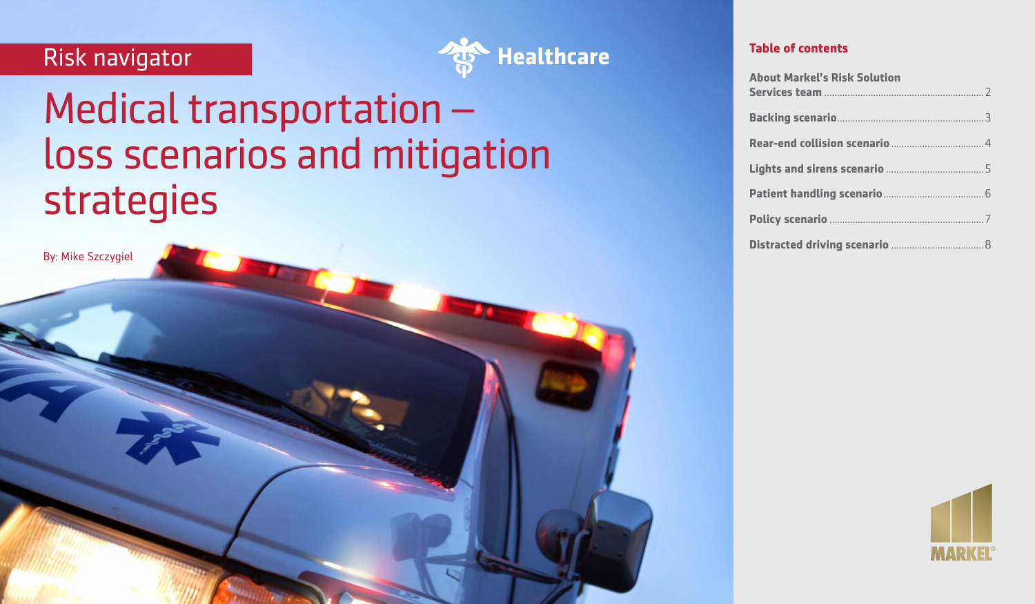Risk navigator

Healthcare

# Medical transportation – loss scenarios and mitigation strategies

By: Mike Szczygiel

## Table of contents

| | |
|---|---|
| About Markel's Risk Solution Services team | 2 |
| Backing scenario | 3 |
| Rear-end collision scenario | 4 |
| Lights and sirens scenario | 5 |
| Patient handling scenario | 6 |
| Policy scenario | 7 |
| Distracted driving scenario | 8 |

MARKEL®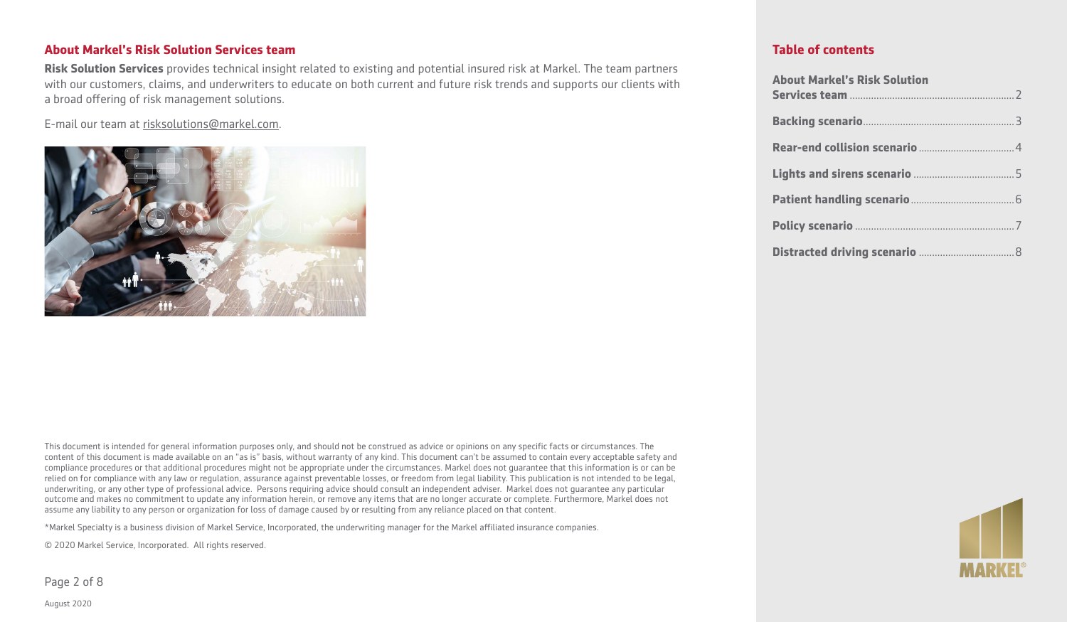## About Markel's Risk Solution Services team

**Risk Solution Services** provides technical insight related to existing and potential insured risk at Markel. The team partners with our customers, claims, and underwriters to educate on both current and future risk trends and supports our clients with a broad offering of risk management solutions.

E-mail our team at risksolutions@markel.com.

This document is intended for general information purposes only, and should not be construed as advice or opinions on any specific facts or circumstances. The content of this document is made available on an "as is" basis, without warranty of any kind. This document can't be assumed to contain every acceptable safety and compliance procedures or that additional procedures might not be appropriate under the circumstances. Markel does not guarantee that this information is or can be relied on for compliance with any law or regulation, assurance against preventable losses, or freedom from legal liability. This publication is not intended to be legal, underwriting, or any other type of professional advice. Persons requiring advice should consult an independent adviser. Markel does not guarantee any particular outcome and makes no commitment to update any information herein, or remove any items that are no longer accurate or complete. Furthermore, Markel does not assume any liability to any person or organization for loss of damage caused by or resulting from any reliance placed on that content.

*Markel Specialty is a business division of Markel Service, Incorporated, the underwriting manager for the Markel affiliated insurance companies.

© 2020 Markel Service, Incorporated. All rights reserved.

August 2020

## Table of contents

**About Markel's Risk Solution Services team** .......... 2

**Backing scenario** .......... 3

**Rear-end collision scenario** .......... 4

**Lights and sirens scenario** .......... 5

**Patient handling scenario** .......... 6

**Policy scenario** .......... 7

**Distracted driving scenario** .......... 8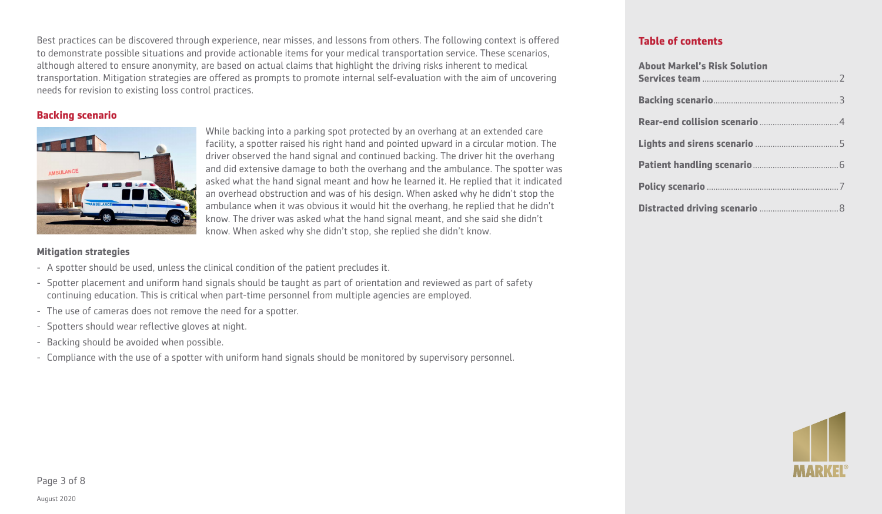Best practices can be discovered through experience, near misses, and lessons from others. The following context is offered to demonstrate possible situations and provide actionable items for your medical transportation service. These scenarios, although altered to ensure anonymity, are based on actual claims that highlight the driving risks inherent to medical transportation. Mitigation strategies are offered as prompts to promote internal self-evaluation with the aim of uncovering needs for revision to existing loss control practices.

## Backing scenario

While backing into a parking spot protected by an overhang at an extended care facility, a spotter raised his right hand and pointed upward in a circular motion. The driver observed the hand signal and continued backing. The driver hit the overhang and did extensive damage to both the overhang and the ambulance. The spotter was asked what the hand signal meant and how he learned it. He replied that it indicated an overhead obstruction and was of his design. When asked why he didn't stop the ambulance when it was obvious it would hit the overhang, he replied that he didn't know. The driver was asked what the hand signal meant, and she said she didn't know. When asked why she didn't stop, she replied she didn't know.

### Mitigation strategies

- A spotter should be used, unless the clinical condition of the patient precludes it.
- Spotter placement and uniform hand signals should be taught as part of orientation and reviewed as part of safety continuing education. This is critical when part-time personnel from multiple agencies are employed.
- The use of cameras does not remove the need for a spotter.
- Spotters should wear reflective gloves at night.
- Backing should be avoided when possible.
- Compliance with the use of a spotter with uniform hand signals should be monitored by supervisory personnel.

## Table of contents

- About Markel's Risk Solution Services team ... 2
- Backing scenario ... 3
- Rear-end collision scenario ... 4
- Lights and sirens scenario ... 5
- Patient handling scenario ... 6
- Policy scenario ... 7
- Distracted driving scenario ... 8

August 2020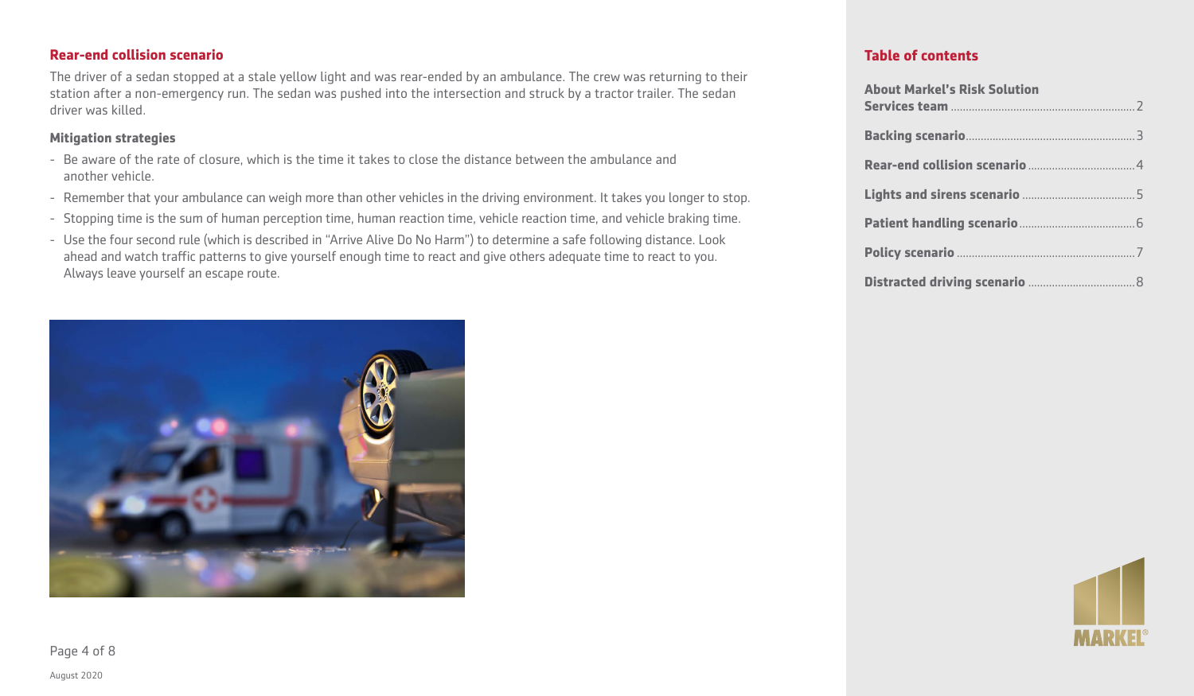## Rear-end collision scenario

The driver of a sedan stopped at a stale yellow light and was rear-ended by an ambulance. The crew was returning to their station after a non-emergency run. The sedan was pushed into the intersection and struck by a tractor trailer. The sedan driver was killed.

### Mitigation strategies

- Be aware of the rate of closure, which is the time it takes to close the distance between the ambulance and another vehicle.
- Remember that your ambulance can weigh more than other vehicles in the driving environment. It takes you longer to stop.
- Stopping time is the sum of human perception time, human reaction time, vehicle reaction time, and vehicle braking time.
- Use the four second rule (which is described in "Arrive Alive Do No Harm") to determine a safe following distance. Look ahead and watch traffic patterns to give yourself enough time to react and give others adequate time to react to you. Always leave yourself an escape route.

## Table of contents

**About Markel's Risk Solution Services team** .......... 2

**Backing scenario** .......... 3

**Rear-end collision scenario** .......... 4

**Lights and sirens scenario** .......... 5

**Patient handling scenario** .......... 6

**Policy scenario** .......... 7

**Distracted driving scenario** .......... 8

August 2020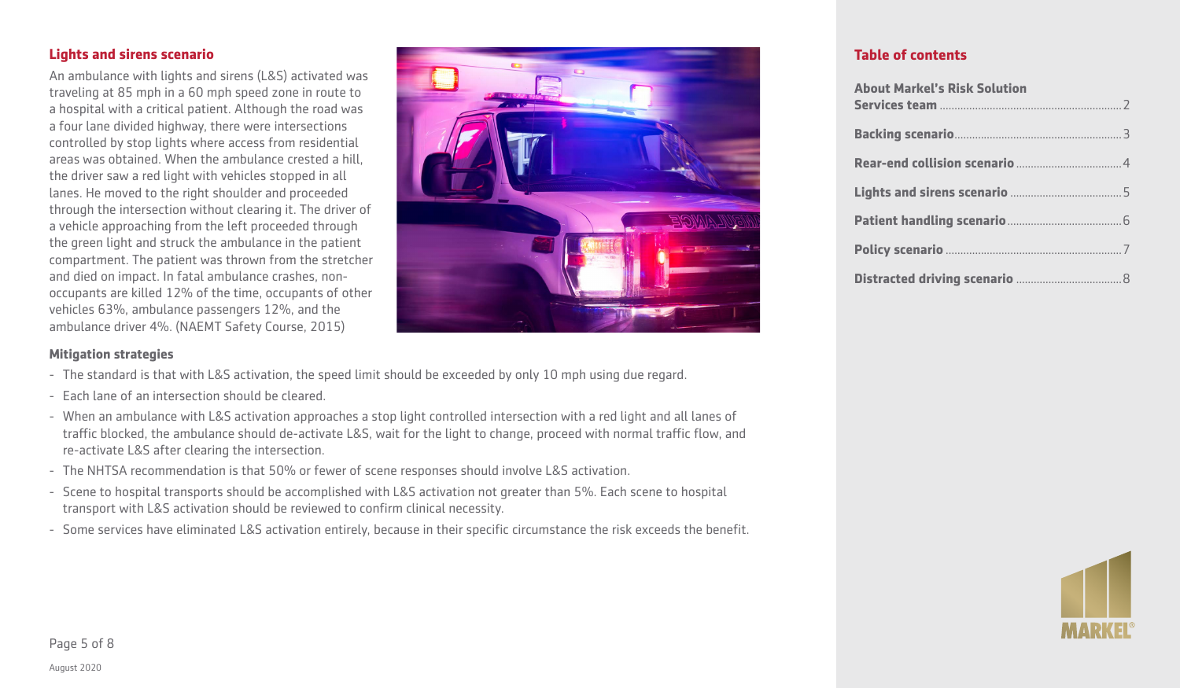## Lights and sirens scenario

An ambulance with lights and sirens (L&S) activated was traveling at 85 mph in a 60 mph speed zone in route to a hospital with a critical patient. Although the road was a four lane divided highway, there were intersections controlled by stop lights where access from residential areas was obtained. When the ambulance crested a hill, the driver saw a red light with vehicles stopped in all lanes. He moved to the right shoulder and proceeded through the intersection without clearing it. The driver of a vehicle approaching from the left proceeded through the green light and struck the ambulance in the patient compartment. The patient was thrown from the stretcher and died on impact. In fatal ambulance crashes, non-occupants are killed 12% of the time, occupants of other vehicles 63%, ambulance passengers 12%, and the ambulance driver 4%. (NAEMT Safety Course, 2015)

### Mitigation strategies

- The standard is that with L&S activation, the speed limit should be exceeded by only 10 mph using due regard.
- Each lane of an intersection should be cleared.
- When an ambulance with L&S activation approaches a stop light controlled intersection with a red light and all lanes of traffic blocked, the ambulance should de-activate L&S, wait for the light to change, proceed with normal traffic flow, and re-activate L&S after clearing the intersection.
- The NHTSA recommendation is that 50% or fewer of scene responses should involve L&S activation.
- Scene to hospital transports should be accomplished with L&S activation not greater than 5%. Each scene to hospital transport with L&S activation should be reviewed to confirm clinical necessity.
- Some services have eliminated L&S activation entirely, because in their specific circumstance the risk exceeds the benefit.

## Table of contents

| | |
|---|---|
| **About Markel's Risk Solution Services team** | 2 |
| **Backing scenario** | 3 |
| **Rear-end collision scenario** | 4 |
| **Lights and sirens scenario** | 5 |
| **Patient handling scenario** | 6 |
| **Policy scenario** | 7 |
| **Distracted driving scenario** | 8 |

August 2020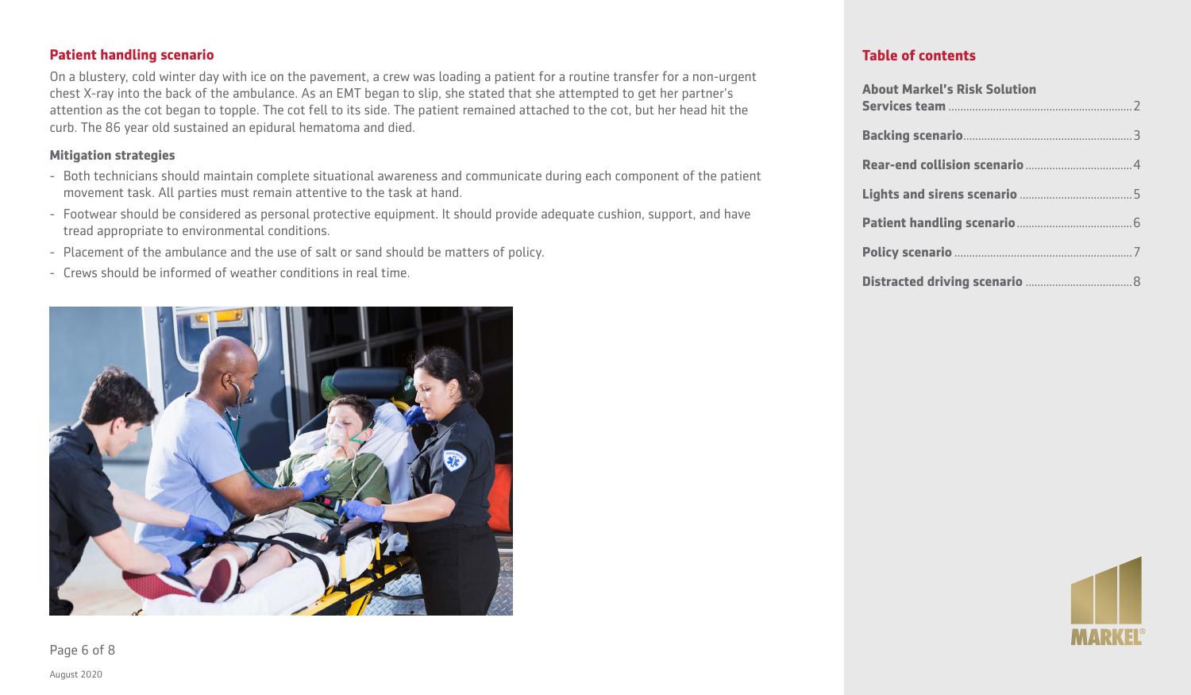## Patient handling scenario

On a blustery, cold winter day with ice on the pavement, a crew was loading a patient for a routine transfer for a non-urgent chest X-ray into the back of the ambulance. As an EMT began to slip, she stated that she attempted to get her partner's attention as the cot began to topple. The cot fell to its side. The patient remained attached to the cot, but her head hit the curb. The 86 year old sustained an epidural hematoma and died.

### Mitigation strategies

- Both technicians should maintain complete situational awareness and communicate during each component of the patient movement task. All parties must remain attentive to the task at hand.
- Footwear should be considered as personal protective equipment. It should provide adequate cushion, support, and have tread appropriate to environmental conditions.
- Placement of the ambulance and the use of salt or sand should be matters of policy.
- Crews should be informed of weather conditions in real time.

August 2020

## Table of contents

**About Markel's Risk Solution Services team** .......... 2

**Backing scenario** .......... 3

**Rear-end collision scenario** .......... 4

**Lights and sirens scenario** .......... 5

**Patient handling scenario** .......... 6

**Policy scenario** .......... 7

**Distracted driving scenario** .......... 8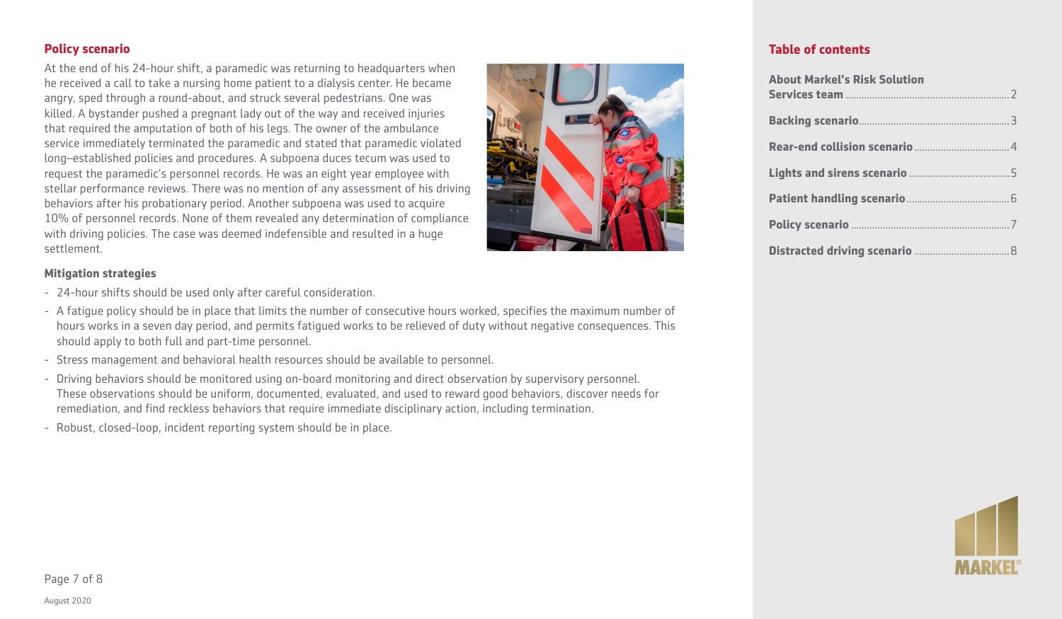## Policy scenario

At the end of his 24-hour shift, a paramedic was returning to headquarters when he received a call to take a nursing home patient to a dialysis center. He became angry, sped through a round-about, and struck several pedestrians. One was killed. A bystander pushed a pregnant lady out of the way and received injuries that required the amputation of both of his legs. The owner of the ambulance service immediately terminated the paramedic and stated that paramedic violated long–established policies and procedures. A subpoena duces tecum was used to request the paramedic's personnel records. He was an eight year employee with stellar performance reviews. There was no mention of any assessment of his driving behaviors after his probationary period. Another subpoena was used to acquire 10% of personnel records. None of them revealed any determination of compliance with driving policies. The case was deemed indefensible and resulted in a huge settlement.

### Mitigation strategies

- 24-hour shifts should be used only after careful consideration.
- A fatigue policy should be in place that limits the number of consecutive hours worked, specifies the maximum number of hours works in a seven day period, and permits fatigued works to be relieved of duty without negative consequences. This should apply to both full and part-time personnel.
- Stress management and behavioral health resources should be available to personnel.
- Driving behaviors should be monitored using on-board monitoring and direct observation by supervisory personnel. These observations should be uniform, documented, evaluated, and used to reward good behaviors, discover needs for remediation, and find reckless behaviors that require immediate disciplinary action, including termination.
- Robust, closed-loop, incident reporting system should be in place.

## Table of contents

- About Markel's Risk Solution Services team ... 2
- Backing scenario ... 3
- Rear-end collision scenario ... 4
- Lights and sirens scenario ... 5
- Patient handling scenario ... 6
- Policy scenario ... 7
- Distracted driving scenario ... 8

August 2020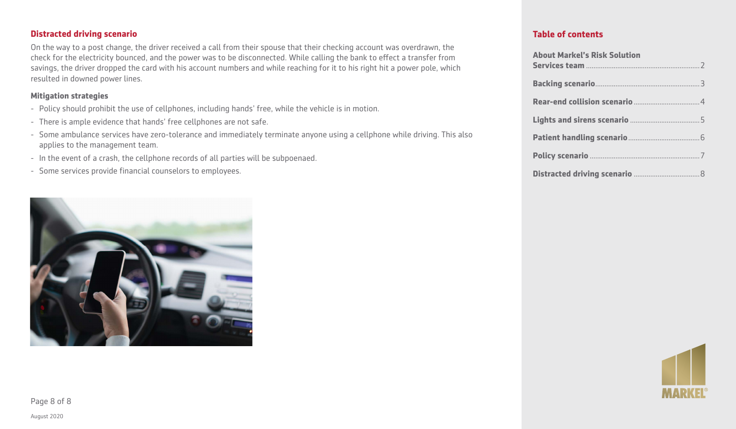## Distracted driving scenario

On the way to a post change, the driver received a call from their spouse that their checking account was overdrawn, the check for the electricity bounced, and the power was to be disconnected. While calling the bank to effect a transfer from savings, the driver dropped the card with his account numbers and while reaching for it to his right hit a power pole, which resulted in downed power lines.

### Mitigation strategies

- Policy should prohibit the use of cellphones, including hands' free, while the vehicle is in motion.
- There is ample evidence that hands' free cellphones are not safe.
- Some ambulance services have zero-tolerance and immediately terminate anyone using a cellphone while driving. This also applies to the management team.
- In the event of a crash, the cellphone records of all parties will be subpoenaed.
- Some services provide financial counselors to employees.

August 2020

## Table of contents

| | |
|---|---|
| **About Markel's Risk Solution Services team** | 2 |
| **Backing scenario** | 3 |
| **Rear-end collision scenario** | 4 |
| **Lights and sirens scenario** | 5 |
| **Patient handling scenario** | 6 |
| **Policy scenario** | 7 |
| **Distracted driving scenario** | 8 |

MARKEL®